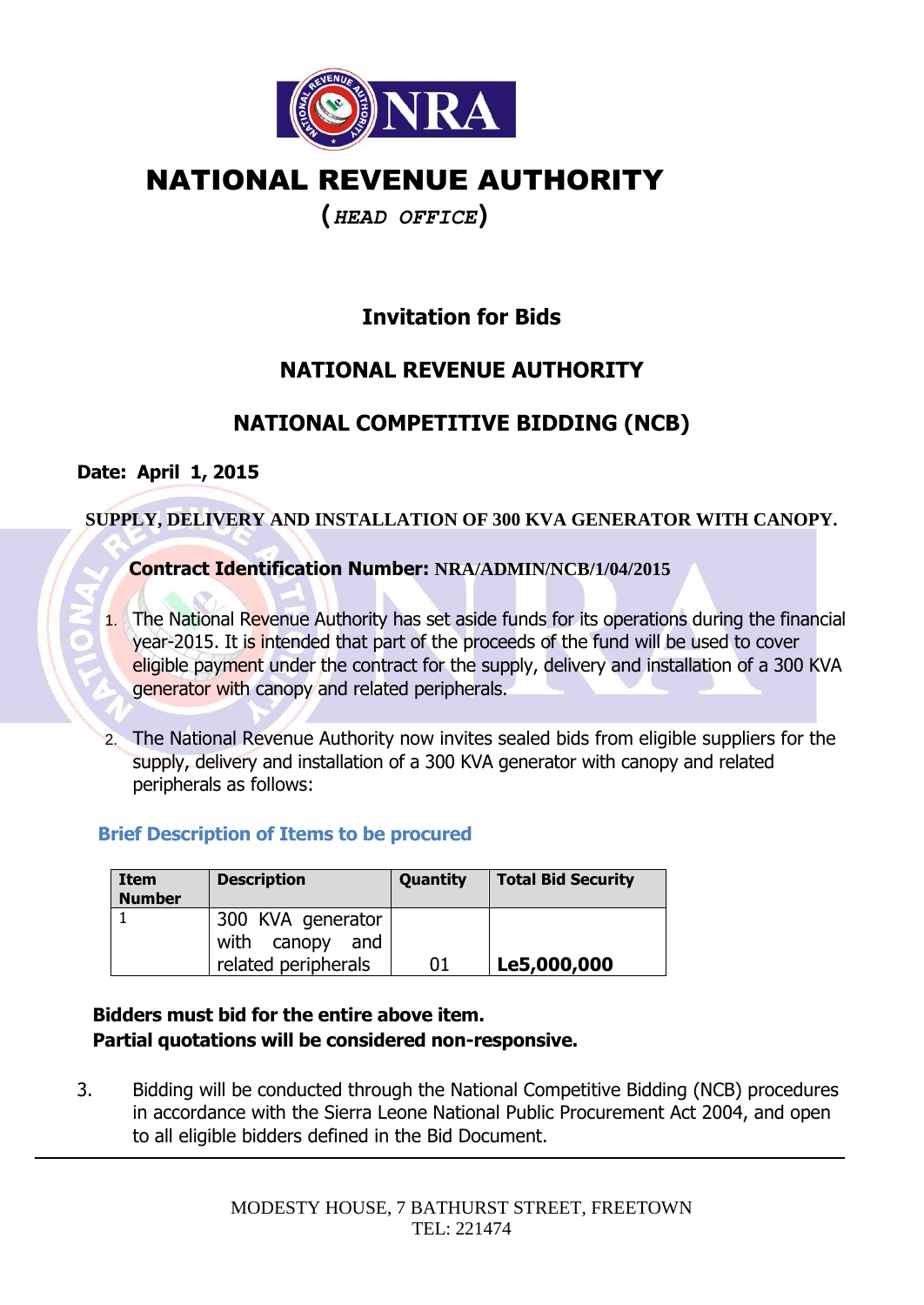# NATIONAL REVENUE AUTHORITY

**(*HEAD OFFICE*)**

## Invitation for Bids

## NATIONAL REVENUE AUTHORITY

## NATIONAL COMPETITIVE BIDDING (NCB)

**Date: April 1, 2015**

**SUPPLY, DELIVERY AND INSTALLATION OF 300 KVA GENERATOR WITH CANOPY.**

**Contract Identification Number: NRA/ADMIN/NCB/1/04/2015**

1. The National Revenue Authority has set aside funds for its operations during the financial year-2015. It is intended that part of the proceeds of the fund will be used to cover eligible payment under the contract for the supply, delivery and installation of a 300 KVA generator with canopy and related peripherals.

2. The National Revenue Authority now invites sealed bids from eligible suppliers for the supply, delivery and installation of a 300 KVA generator with canopy and related peripherals as follows:

### Brief Description of Items to be procured

| Item Number | Description | Quantity | Total Bid Security |
|---|---|---|---|
| 1 | 300 KVA generator with canopy and related peripherals | 01 | **Le5,000,000** |

**Bidders must bid for the entire above item.**
**Partial quotations will be considered non-responsive.**

3. Bidding will be conducted through the National Competitive Bidding (NCB) procedures in accordance with the Sierra Leone National Public Procurement Act 2004, and open to all eligible bidders defined in the Bid Document.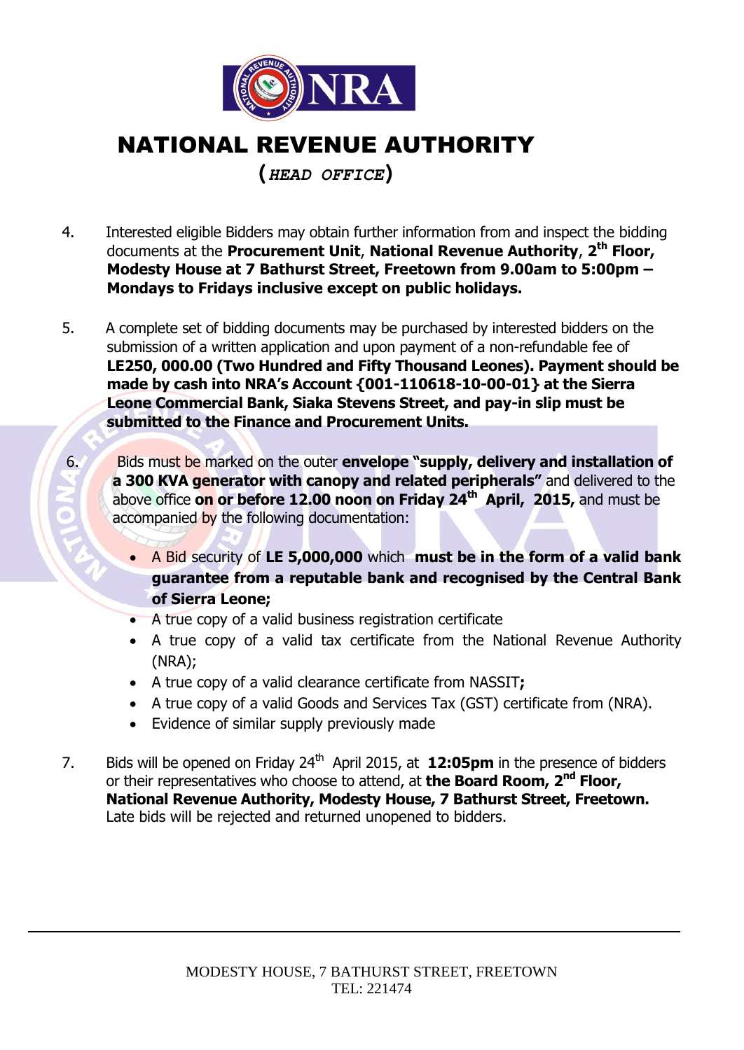# NATIONAL REVENUE AUTHORITY

## (*HEAD OFFICE*)

4. Interested eligible Bidders may obtain further information from and inspect the bidding documents at the **Procurement Unit**, **National Revenue Authority**, **2th Floor, Modesty House at 7 Bathurst Street, Freetown from 9.00am to 5:00pm – Mondays to Fridays inclusive except on public holidays.**

5. A complete set of bidding documents may be purchased by interested bidders on the submission of a written application and upon payment of a non-refundable fee of **LE250, 000.00 (Two Hundred and Fifty Thousand Leones). Payment should be made by cash into NRA's Account {001-110618-10-00-01} at the Sierra Leone Commercial Bank, Siaka Stevens Street, and pay-in slip must be submitted to the Finance and Procurement Units.**

6. Bids must be marked on the outer **envelope "supply, delivery and installation of a 300 KVA generator with canopy and related peripherals"** and delivered to the above office **on or before 12.00 noon on Friday 24th April, 2015,** and must be accompanied by the following documentation:

   - A Bid security of **LE 5,000,000** which **must be in the form of a valid bank guarantee from a reputable bank and recognised by the Central Bank of Sierra Leone;**
   - A true copy of a valid business registration certificate
   - A true copy of a valid tax certificate from the National Revenue Authority (NRA);
   - A true copy of a valid clearance certificate from NASSIT**;**
   - A true copy of a valid Goods and Services Tax (GST) certificate from (NRA).
   - Evidence of similar supply previously made

7. Bids will be opened on Friday 24th April 2015, at **12:05pm** in the presence of bidders or their representatives who choose to attend, at **the Board Room, 2nd Floor, National Revenue Authority, Modesty House, 7 Bathurst Street, Freetown.** Late bids will be rejected and returned unopened to bidders.